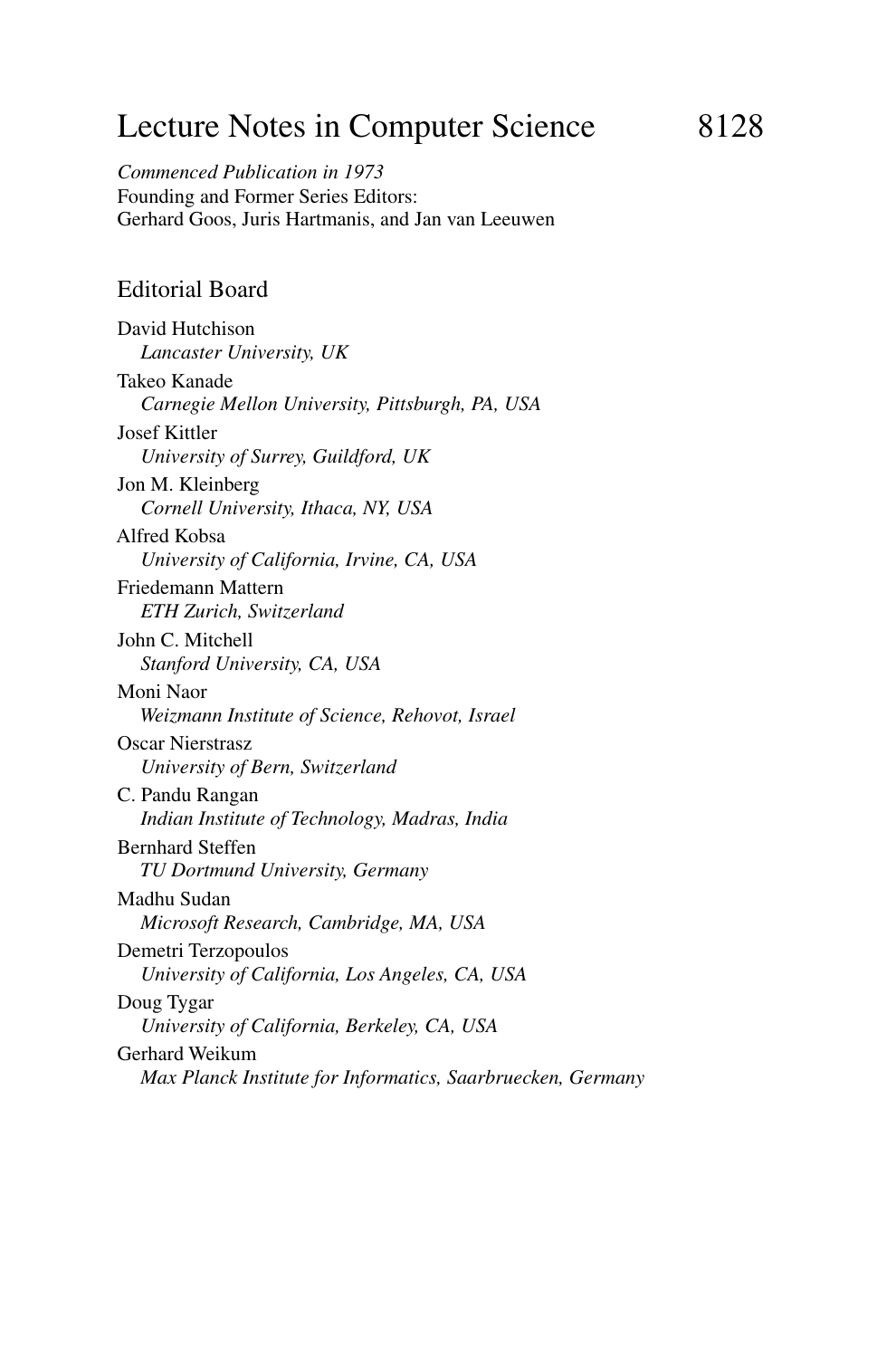# Lecture Notes in Computer Science 8128

*Commenced Publication in 1973*
Founding and Former Series Editors:
Gerhard Goos, Juris Hartmanis, and Jan van Leeuwen

## Editorial Board

David Hutchison
*Lancaster University, UK*

Takeo Kanade
*Carnegie Mellon University, Pittsburgh, PA, USA*

Josef Kittler
*University of Surrey, Guildford, UK*

Jon M. Kleinberg
*Cornell University, Ithaca, NY, USA*

Alfred Kobsa
*University of California, Irvine, CA, USA*

Friedemann Mattern
*ETH Zurich, Switzerland*

John C. Mitchell
*Stanford University, CA, USA*

Moni Naor
*Weizmann Institute of Science, Rehovot, Israel*

Oscar Nierstrasz
*University of Bern, Switzerland*

C. Pandu Rangan
*Indian Institute of Technology, Madras, India*

Bernhard Steffen
*TU Dortmund University, Germany*

Madhu Sudan
*Microsoft Research, Cambridge, MA, USA*

Demetri Terzopoulos
*University of California, Los Angeles, CA, USA*

Doug Tygar
*University of California, Berkeley, CA, USA*

Gerhard Weikum
*Max Planck Institute for Informatics, Saarbruecken, Germany*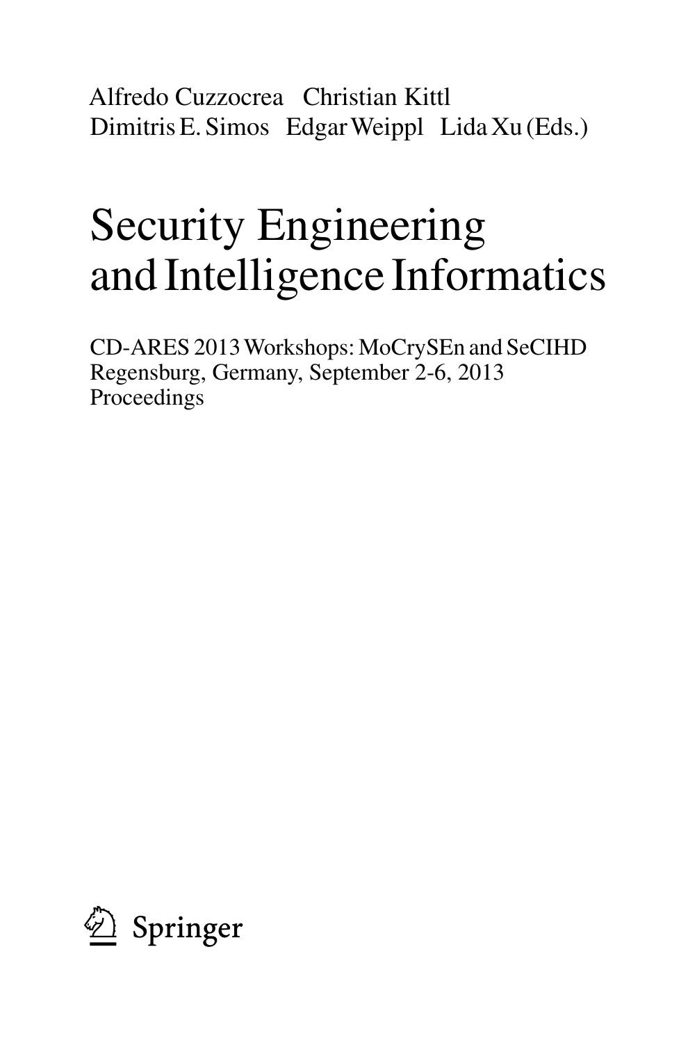Alfredo Cuzzocrea   Christian Kittl
Dimitris E. Simos   Edgar Weippl   Lida Xu (Eds.)

# Security Engineering and Intelligence Informatics

CD-ARES 2013 Workshops: MoCrySEn and SeCIHD
Regensburg, Germany, September 2-6, 2013
Proceedings

Springer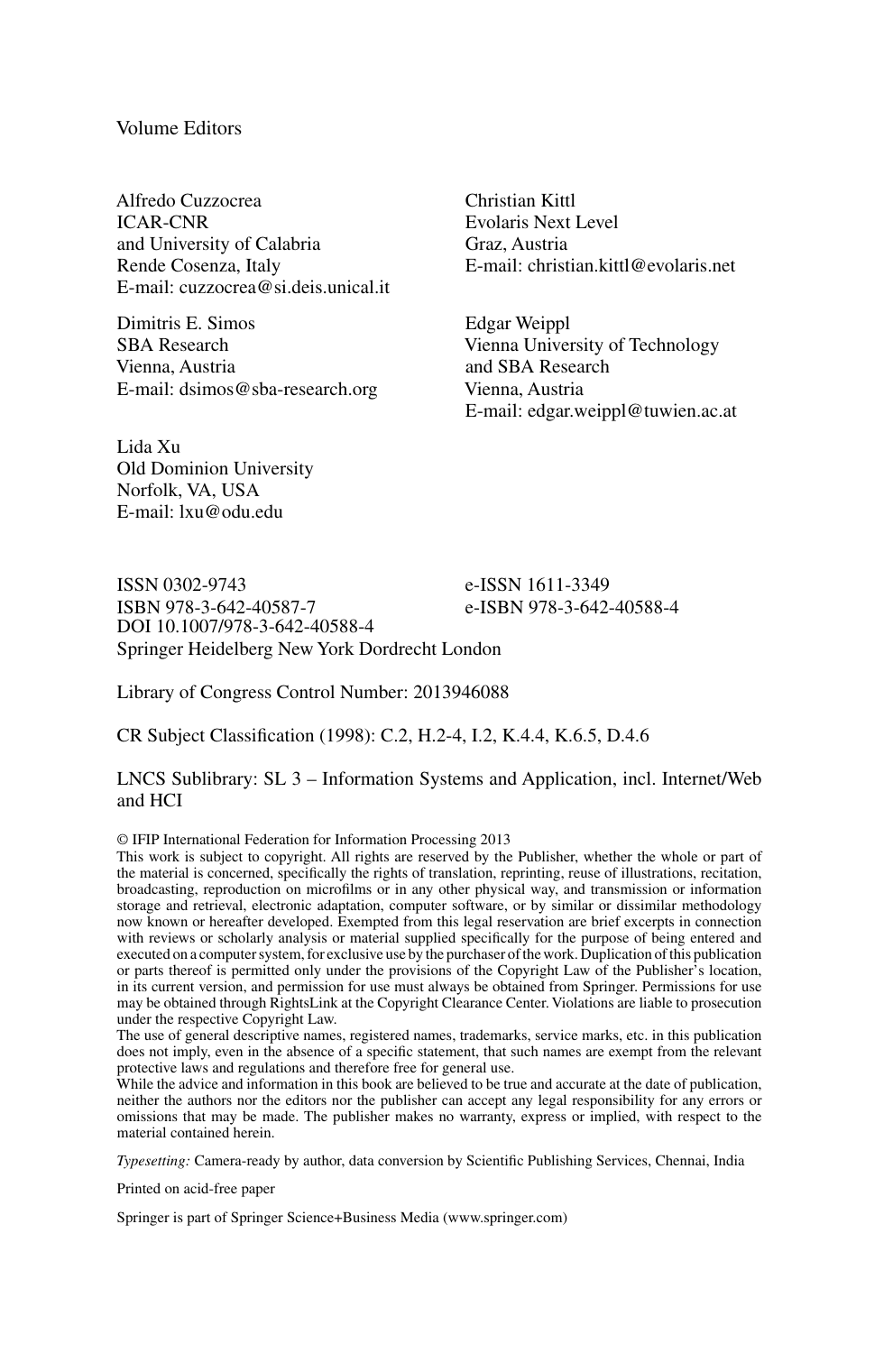Volume Editors

Alfredo Cuzzocrea
ICAR-CNR
and University of Calabria
Rende Cosenza, Italy
E-mail: cuzzocrea@si.deis.unical.it

Christian Kittl
Evolaris Next Level
Graz, Austria
E-mail: christian.kittl@evolaris.net

Dimitris E. Simos
SBA Research
Vienna, Austria
E-mail: dsimos@sba-research.org

Edgar Weippl
Vienna University of Technology
and SBA Research
Vienna, Austria
E-mail: edgar.weippl@tuwien.ac.at

Lida Xu
Old Dominion University
Norfolk, VA, USA
E-mail: lxu@odu.edu

ISSN 0302-9743
e-ISSN 1611-3349
ISBN 978-3-642-40587-7
e-ISBN 978-3-642-40588-4
DOI 10.1007/978-3-642-40588-4
Springer Heidelberg New York Dordrecht London

Library of Congress Control Number: 2013946088

CR Subject Classification (1998): C.2, H.2-4, I.2, K.4.4, K.6.5, D.4.6

LNCS Sublibrary: SL 3 – Information Systems and Application, incl. Internet/Web and HCI

© IFIP International Federation for Information Processing 2013
This work is subject to copyright. All rights are reserved by the Publisher, whether the whole or part of the material is concerned, specifically the rights of translation, reprinting, reuse of illustrations, recitation, broadcasting, reproduction on microfilms or in any other physical way, and transmission or information storage and retrieval, electronic adaptation, computer software, or by similar or dissimilar methodology now known or hereafter developed. Exempted from this legal reservation are brief excerpts in connection with reviews or scholarly analysis or material supplied specifically for the purpose of being entered and executed on a computer system, for exclusive use by the purchaser of the work. Duplication of this publication or parts thereof is permitted only under the provisions of the Copyright Law of the Publisher's location, in its current version, and permission for use must always be obtained from Springer. Permissions for use may be obtained through RightsLink at the Copyright Clearance Center. Violations are liable to prosecution under the respective Copyright Law.
The use of general descriptive names, registered names, trademarks, service marks, etc. in this publication does not imply, even in the absence of a specific statement, that such names are exempt from the relevant protective laws and regulations and therefore free for general use.
While the advice and information in this book are believed to be true and accurate at the date of publication, neither the authors nor the editors nor the publisher can accept any legal responsibility for any errors or omissions that may be made. The publisher makes no warranty, express or implied, with respect to the material contained herein.

*Typesetting:* Camera-ready by author, data conversion by Scientific Publishing Services, Chennai, India

Printed on acid-free paper

Springer is part of Springer Science+Business Media (www.springer.com)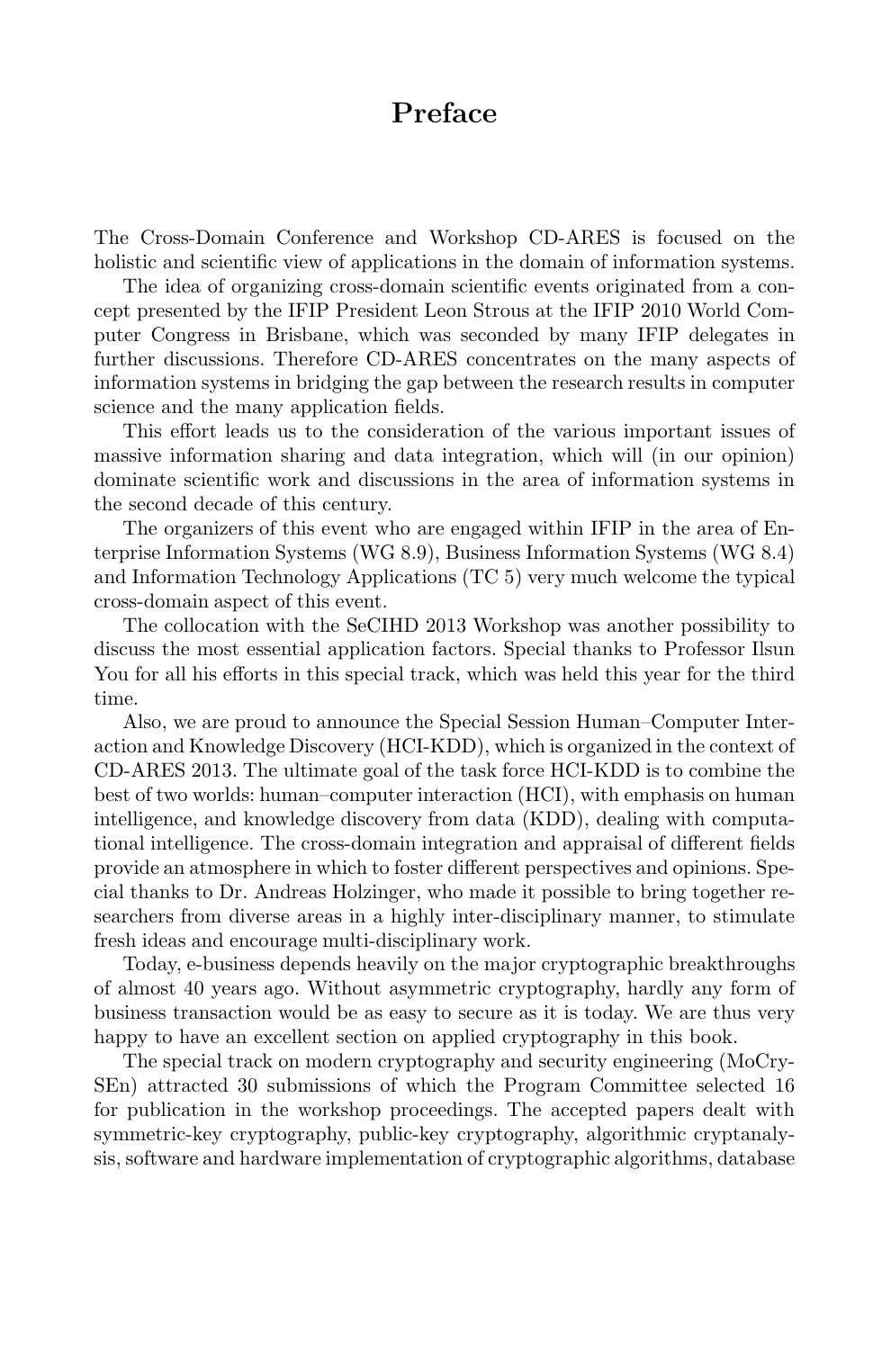# Preface

The Cross-Domain Conference and Workshop CD-ARES is focused on the holistic and scientific view of applications in the domain of information systems.

The idea of organizing cross-domain scientific events originated from a concept presented by the IFIP President Leon Strous at the IFIP 2010 World Computer Congress in Brisbane, which was seconded by many IFIP delegates in further discussions. Therefore CD-ARES concentrates on the many aspects of information systems in bridging the gap between the research results in computer science and the many application fields.

This effort leads us to the consideration of the various important issues of massive information sharing and data integration, which will (in our opinion) dominate scientific work and discussions in the area of information systems in the second decade of this century.

The organizers of this event who are engaged within IFIP in the area of Enterprise Information Systems (WG 8.9), Business Information Systems (WG 8.4) and Information Technology Applications (TC 5) very much welcome the typical cross-domain aspect of this event.

The collocation with the SeCIHD 2013 Workshop was another possibility to discuss the most essential application factors. Special thanks to Professor Ilsun You for all his efforts in this special track, which was held this year for the third time.

Also, we are proud to announce the Special Session Human–Computer Interaction and Knowledge Discovery (HCI-KDD), which is organized in the context of CD-ARES 2013. The ultimate goal of the task force HCI-KDD is to combine the best of two worlds: human–computer interaction (HCI), with emphasis on human intelligence, and knowledge discovery from data (KDD), dealing with computational intelligence. The cross-domain integration and appraisal of different fields provide an atmosphere in which to foster different perspectives and opinions. Special thanks to Dr. Andreas Holzinger, who made it possible to bring together researchers from diverse areas in a highly inter-disciplinary manner, to stimulate fresh ideas and encourage multi-disciplinary work.

Today, e-business depends heavily on the major cryptographic breakthroughs of almost 40 years ago. Without asymmetric cryptography, hardly any form of business transaction would be as easy to secure as it is today. We are thus very happy to have an excellent section on applied cryptography in this book.

The special track on modern cryptography and security engineering (MoCrySEn) attracted 30 submissions of which the Program Committee selected 16 for publication in the workshop proceedings. The accepted papers dealt with symmetric-key cryptography, public-key cryptography, algorithmic cryptanalysis, software and hardware implementation of cryptographic algorithms, database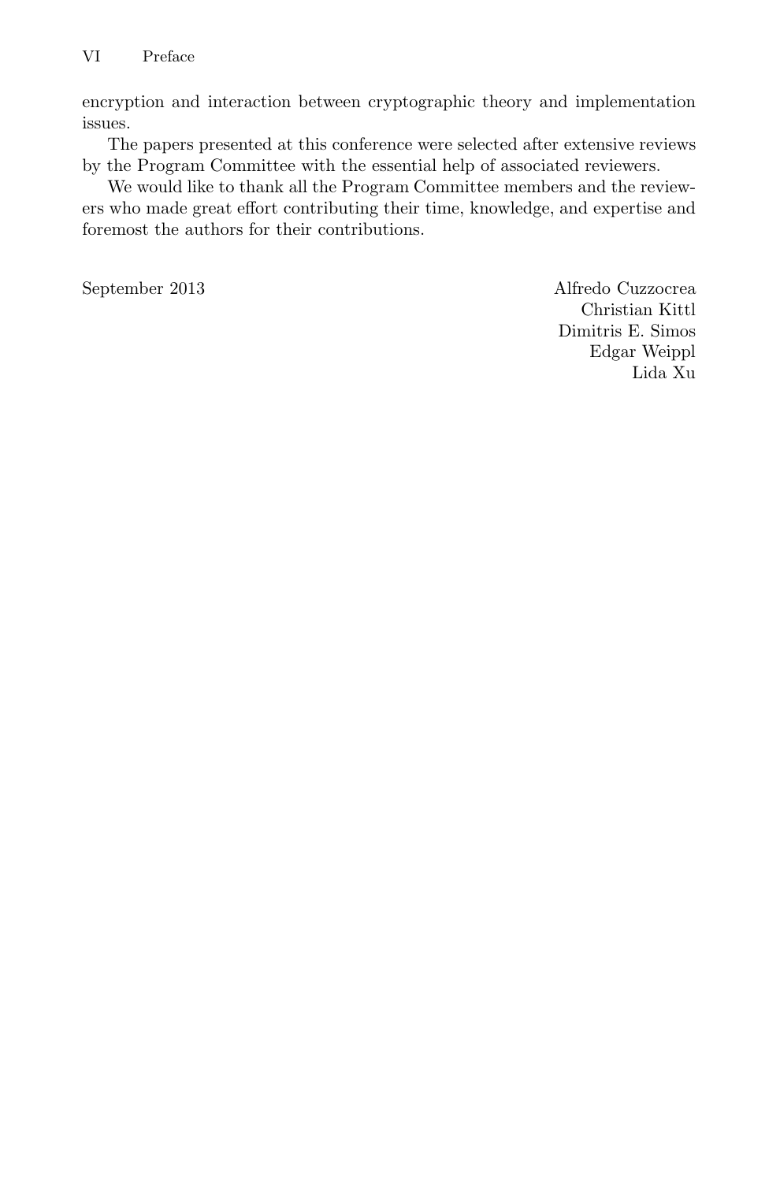encryption and interaction between cryptographic theory and implementation issues.

The papers presented at this conference were selected after extensive reviews by the Program Committee with the essential help of associated reviewers.

We would like to thank all the Program Committee members and the reviewers who made great effort contributing their time, knowledge, and expertise and foremost the authors for their contributions.

September 2013

Alfredo Cuzzocrea
Christian Kittl
Dimitris E. Simos
Edgar Weippl
Lida Xu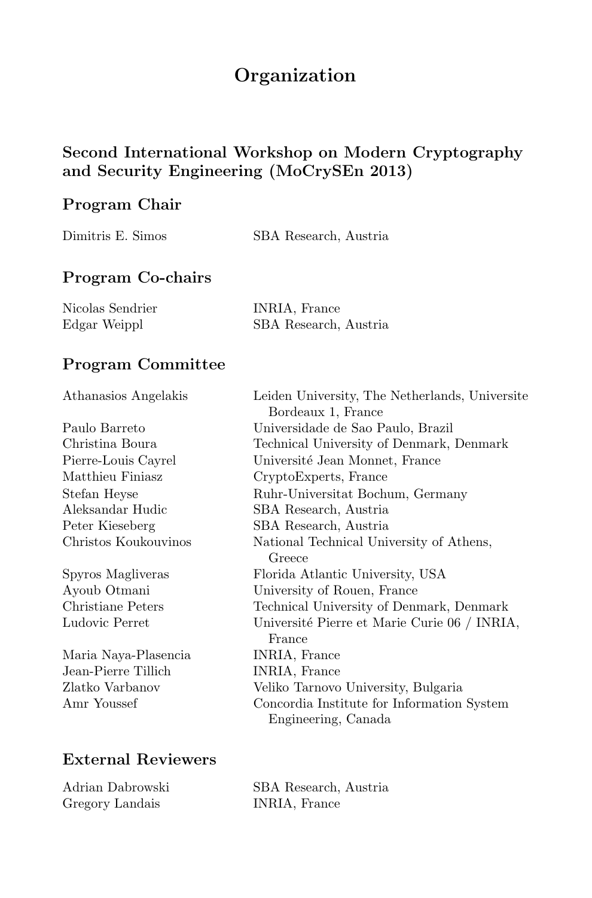# Organization

## Second International Workshop on Modern Cryptography and Security Engineering (MoCrySEn 2013)

### Program Chair

| | |
|---|---|
| Dimitris E. Simos | SBA Research, Austria |

### Program Co-chairs

| | |
|---|---|
| Nicolas Sendrier | INRIA, France |
| Edgar Weippl | SBA Research, Austria |

### Program Committee

| | |
|---|---|
| Athanasios Angelakis | Leiden University, The Netherlands, Universite Bordeaux 1, France |
| Paulo Barreto | Universidade de Sao Paulo, Brazil |
| Christina Boura | Technical University of Denmark, Denmark |
| Pierre-Louis Cayrel | Université Jean Monnet, France |
| Matthieu Finiasz | CryptoExperts, France |
| Stefan Heyse | Ruhr-Universitat Bochum, Germany |
| Aleksandar Hudic | SBA Research, Austria |
| Peter Kieseberg | SBA Research, Austria |
| Christos Koukouvinos | National Technical University of Athens, Greece |
| Spyros Magliveras | Florida Atlantic University, USA |
| Ayoub Otmani | University of Rouen, France |
| Christiane Peters | Technical University of Denmark, Denmark |
| Ludovic Perret | Université Pierre et Marie Curie 06 / INRIA, France |
| Maria Naya-Plasencia | INRIA, France |
| Jean-Pierre Tillich | INRIA, France |
| Zlatko Varbanov | Veliko Tarnovo University, Bulgaria |
| Amr Youssef | Concordia Institute for Information System Engineering, Canada |

### External Reviewers

| | |
|---|---|
| Adrian Dabrowski | SBA Research, Austria |
| Gregory Landais | INRIA, France |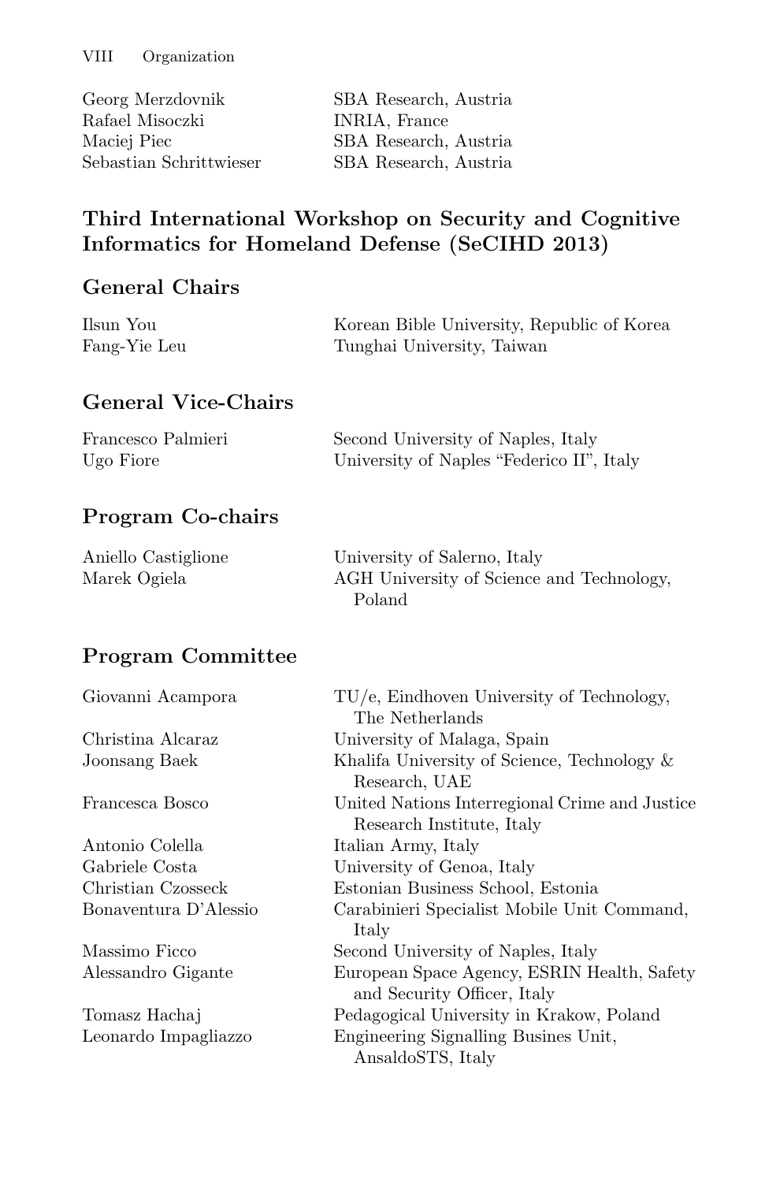| | |
|---|---|
| Georg Merzdovnik | SBA Research, Austria |
| Rafael Misoczki | INRIA, France |
| Maciej Piec | SBA Research, Austria |
| Sebastian Schrittwieser | SBA Research, Austria |

## Third International Workshop on Security and Cognitive Informatics for Homeland Defense (SeCIHD 2013)

### General Chairs

| | |
|---|---|
| Ilsun You | Korean Bible University, Republic of Korea |
| Fang-Yie Leu | Tunghai University, Taiwan |

### General Vice-Chairs

| | |
|---|---|
| Francesco Palmieri | Second University of Naples, Italy |
| Ugo Fiore | University of Naples "Federico II", Italy |

### Program Co-chairs

| | |
|---|---|
| Aniello Castiglione | University of Salerno, Italy |
| Marek Ogiela | AGH University of Science and Technology, Poland |

### Program Committee

| | |
|---|---|
| Giovanni Acampora | TU/e, Eindhoven University of Technology, The Netherlands |
| Christina Alcaraz | University of Malaga, Spain |
| Joonsang Baek | Khalifa University of Science, Technology & Research, UAE |
| Francesca Bosco | United Nations Interregional Crime and Justice Research Institute, Italy |
| Antonio Colella | Italian Army, Italy |
| Gabriele Costa | University of Genoa, Italy |
| Christian Czosseck | Estonian Business School, Estonia |
| Bonaventura D'Alessio | Carabinieri Specialist Mobile Unit Command, Italy |
| Massimo Ficco | Second University of Naples, Italy |
| Alessandro Gigante | European Space Agency, ESRIN Health, Safety and Security Officer, Italy |
| Tomasz Hachaj | Pedagogical University in Krakow, Poland |
| Leonardo Impagliazzo | Engineering Signalling Busines Unit, AnsaldoSTS, Italy |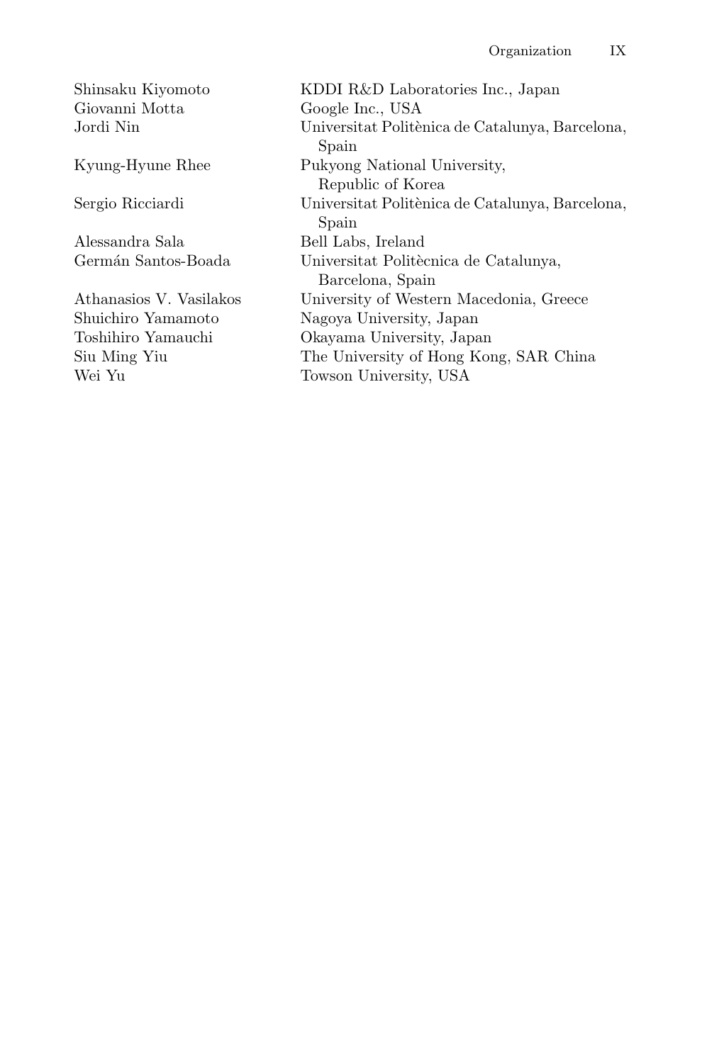| | |
|---|---|
| Shinsaku Kiyomoto | KDDI R&D Laboratories Inc., Japan |
| Giovanni Motta | Google Inc., USA |
| Jordi Nin | Universitat Politènica de Catalunya, Barcelona, Spain |
| Kyung-Hyune Rhee | Pukyong National University, Republic of Korea |
| Sergio Ricciardi | Universitat Politènica de Catalunya, Barcelona, Spain |
| Alessandra Sala | Bell Labs, Ireland |
| Germán Santos-Boada | Universitat Politècnica de Catalunya, Barcelona, Spain |
| Athanasios V. Vasilakos | University of Western Macedonia, Greece |
| Shuichiro Yamamoto | Nagoya University, Japan |
| Toshihiro Yamauchi | Okayama University, Japan |
| Siu Ming Yiu | The University of Hong Kong, SAR China |
| Wei Yu | Towson University, USA |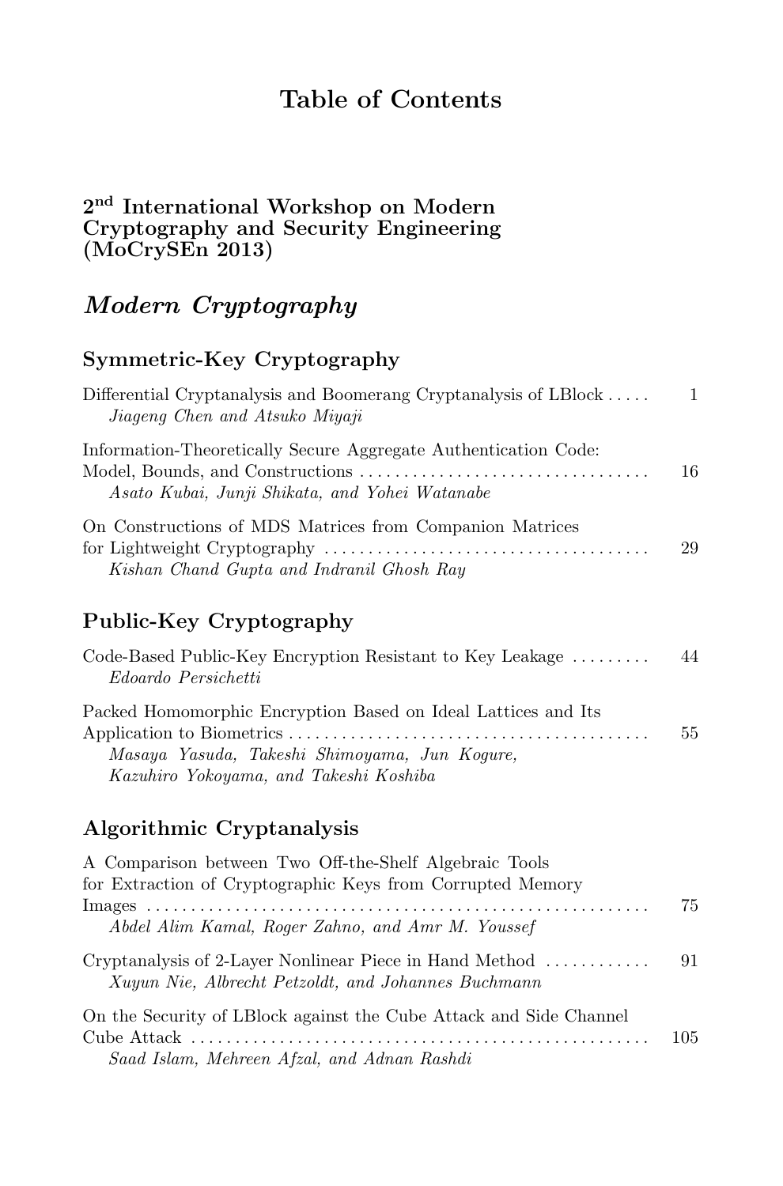# Table of Contents

## 2nd International Workshop on Modern Cryptography and Security Engineering (MoCrySEn 2013)

## *Modern Cryptography*

### Symmetric-Key Cryptography

Differential Cryptanalysis and Boomerang Cryptanalysis of LBlock ..... 1
*Jiageng Chen and Atsuko Miyaji*

Information-Theoretically Secure Aggregate Authentication Code: Model, Bounds, and Constructions ..... 16
*Asato Kubai, Junji Shikata, and Yohei Watanabe*

On Constructions of MDS Matrices from Companion Matrices for Lightweight Cryptography ..... 29
*Kishan Chand Gupta and Indranil Ghosh Ray*

### Public-Key Cryptography

Code-Based Public-Key Encryption Resistant to Key Leakage ..... 44
*Edoardo Persichetti*

Packed Homomorphic Encryption Based on Ideal Lattices and Its Application to Biometrics ..... 55
*Masaya Yasuda, Takeshi Shimoyama, Jun Kogure, Kazuhiro Yokoyama, and Takeshi Koshiba*

### Algorithmic Cryptanalysis

A Comparison between Two Off-the-Shelf Algebraic Tools for Extraction of Cryptographic Keys from Corrupted Memory Images ..... 75
*Abdel Alim Kamal, Roger Zahno, and Amr M. Youssef*

Cryptanalysis of 2-Layer Nonlinear Piece in Hand Method ..... 91
*Xuyun Nie, Albrecht Petzoldt, and Johannes Buchmann*

On the Security of LBlock against the Cube Attack and Side Channel Cube Attack ..... 105
*Saad Islam, Mehreen Afzal, and Adnan Rashdi*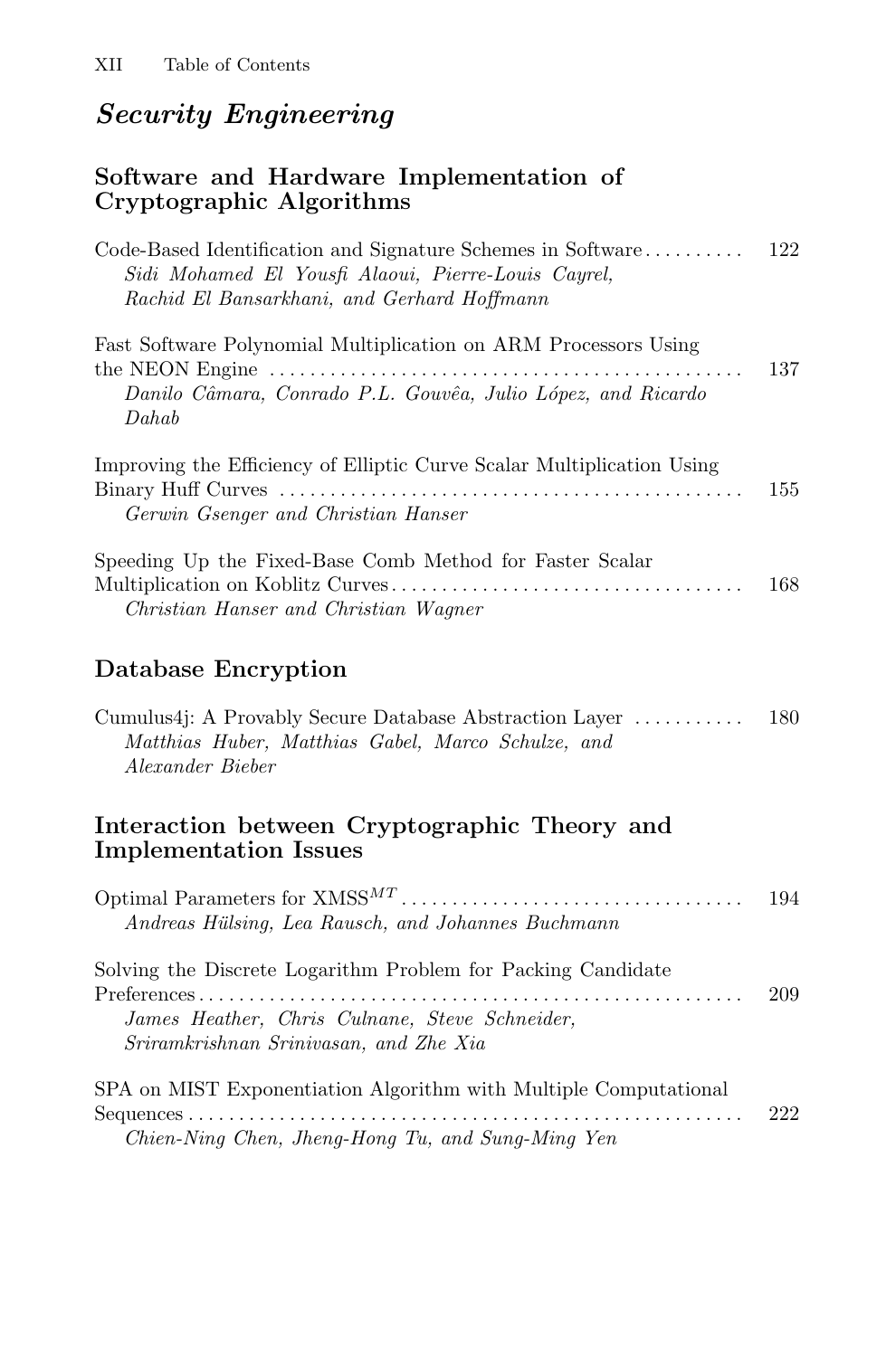## *Security Engineering*

### Software and Hardware Implementation of Cryptographic Algorithms

Code-Based Identification and Signature Schemes in Software .......... 122
*Sidi Mohamed El Yousfi Alaoui, Pierre-Louis Cayrel, Rachid El Bansarkhani, and Gerhard Hoffmann*

Fast Software Polynomial Multiplication on ARM Processors Using the NEON Engine .......... 137
*Danilo Câmara, Conrado P.L. Gouvêa, Julio López, and Ricardo Dahab*

Improving the Efficiency of Elliptic Curve Scalar Multiplication Using Binary Huff Curves .......... 155
*Gerwin Gsenger and Christian Hanser*

Speeding Up the Fixed-Base Comb Method for Faster Scalar Multiplication on Koblitz Curves .......... 168
*Christian Hanser and Christian Wagner*

### Database Encryption

Cumulus4j: A Provably Secure Database Abstraction Layer .......... 180
*Matthias Huber, Matthias Gabel, Marco Schulze, and Alexander Bieber*

### Interaction between Cryptographic Theory and Implementation Issues

Optimal Parameters for $XMSS^{MT}$ .......... 194
*Andreas Hülsing, Lea Rausch, and Johannes Buchmann*

Solving the Discrete Logarithm Problem for Packing Candidate Preferences .......... 209
*James Heather, Chris Culnane, Steve Schneider, Sriramkrishnan Srinivasan, and Zhe Xia*

SPA on MIST Exponentiation Algorithm with Multiple Computational Sequences .......... 222
*Chien-Ning Chen, Jheng-Hong Tu, and Sung-Ming Yen*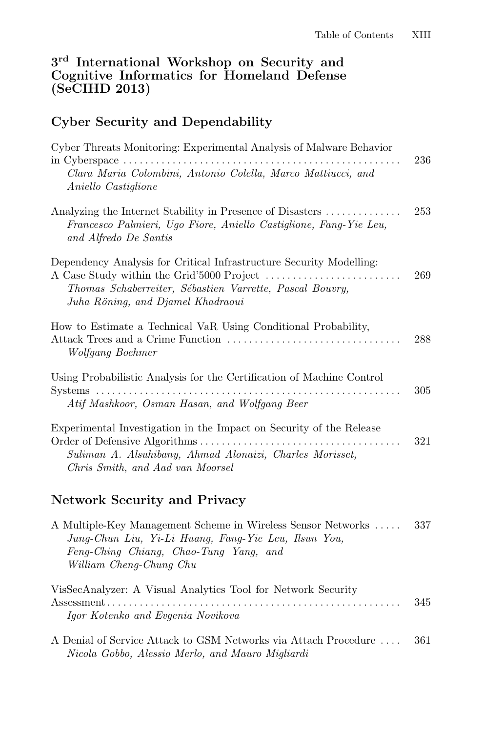## 3rd International Workshop on Security and Cognitive Informatics for Homeland Defense (SeCIHD 2013)

### Cyber Security and Dependability

Cyber Threats Monitoring: Experimental Analysis of Malware Behavior in Cyberspace ..... 236
*Clara Maria Colombini, Antonio Colella, Marco Mattiucci, and Aniello Castiglione*

Analyzing the Internet Stability in Presence of Disasters ..... 253
*Francesco Palmieri, Ugo Fiore, Aniello Castiglione, Fang-Yie Leu, and Alfredo De Santis*

Dependency Analysis for Critical Infrastructure Security Modelling: A Case Study within the Grid'5000 Project ..... 269
*Thomas Schaberreiter, Sébastien Varrette, Pascal Bouvry, Juha Röning, and Djamel Khadraoui*

How to Estimate a Technical VaR Using Conditional Probability, Attack Trees and a Crime Function ..... 288
*Wolfgang Boehmer*

Using Probabilistic Analysis for the Certification of Machine Control Systems ..... 305
*Atif Mashkoor, Osman Hasan, and Wolfgang Beer*

Experimental Investigation in the Impact on Security of the Release Order of Defensive Algorithms ..... 321
*Suliman A. Alsuhibany, Ahmad Alonaizi, Charles Morisset, Chris Smith, and Aad van Moorsel*

### Network Security and Privacy

A Multiple-Key Management Scheme in Wireless Sensor Networks ..... 337
*Jung-Chun Liu, Yi-Li Huang, Fang-Yie Leu, Ilsun You, Feng-Ching Chiang, Chao-Tung Yang, and William Cheng-Chung Chu*

VisSecAnalyzer: A Visual Analytics Tool for Network Security Assessment ..... 345
*Igor Kotenko and Evgenia Novikova*

A Denial of Service Attack to GSM Networks via Attach Procedure ..... 361
*Nicola Gobbo, Alessio Merlo, and Mauro Migliardi*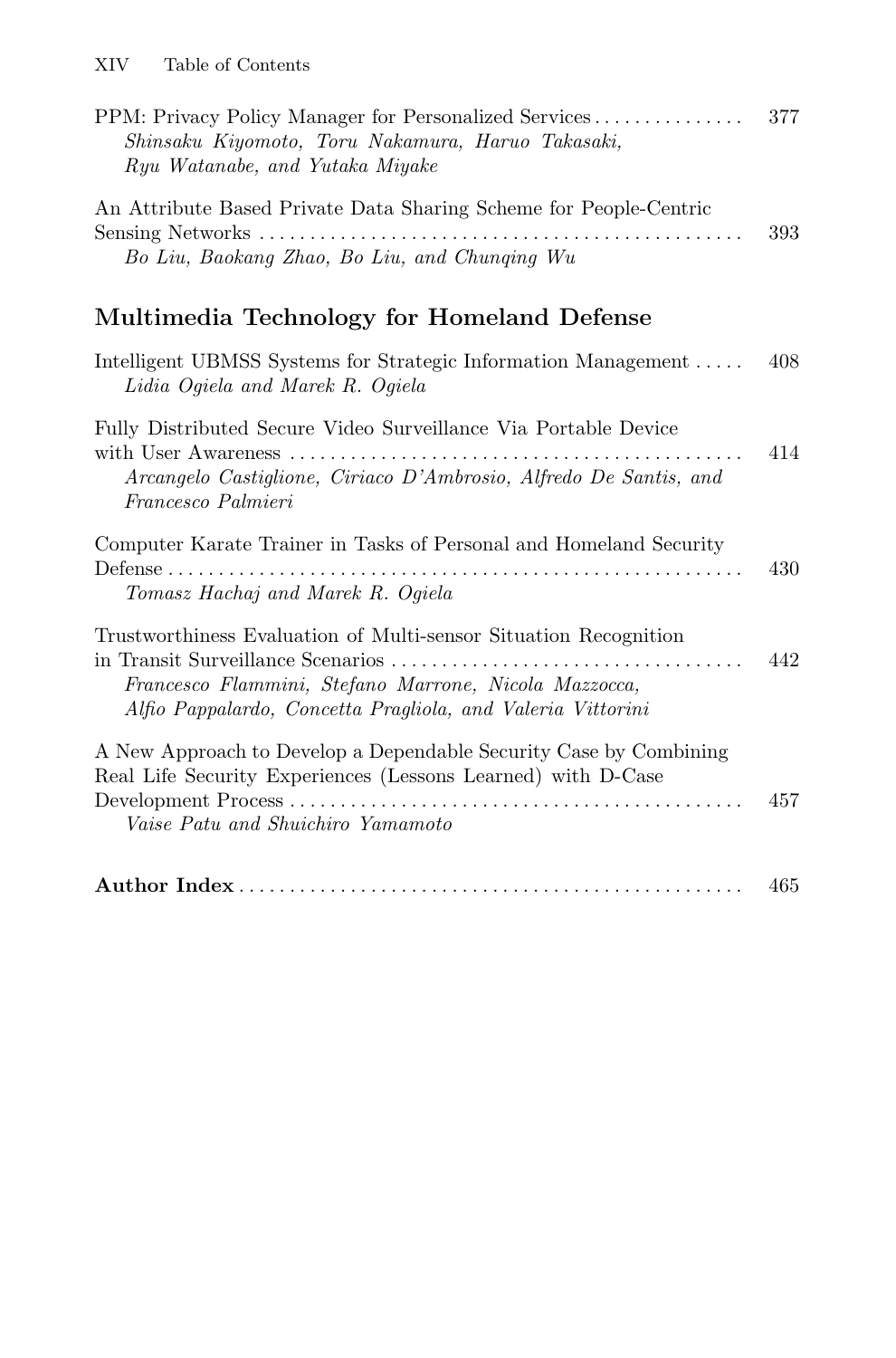PPM: Privacy Policy Manager for Personalized Services ............... 377
*Shinsaku Kiyomoto, Toru Nakamura, Haruo Takasaki, Ryu Watanabe, and Yutaka Miyake*

An Attribute Based Private Data Sharing Scheme for People-Centric Sensing Networks ................................................ 393
*Bo Liu, Baokang Zhao, Bo Liu, and Chunqing Wu*

## Multimedia Technology for Homeland Defense

Intelligent UBMSS Systems for Strategic Information Management ..... 408
*Lidia Ogiela and Marek R. Ogiela*

Fully Distributed Secure Video Surveillance Via Portable Device with User Awareness ............................................ 414
*Arcangelo Castiglione, Ciriaco D'Ambrosio, Alfredo De Santis, and Francesco Palmieri*

Computer Karate Trainer in Tasks of Personal and Homeland Security Defense ........................................................ 430
*Tomasz Hachaj and Marek R. Ogiela*

Trustworthiness Evaluation of Multi-sensor Situation Recognition in Transit Surveillance Scenarios .................................. 442
*Francesco Flammini, Stefano Marrone, Nicola Mazzocca, Alfio Pappalardo, Concetta Pragliola, and Valeria Vittorini*

A New Approach to Develop a Dependable Security Case by Combining Real Life Security Experiences (Lessons Learned) with D-Case Development Process ............................................ 457
*Vaise Patu and Shuichiro Yamamoto*

**Author Index** .................................................. 465